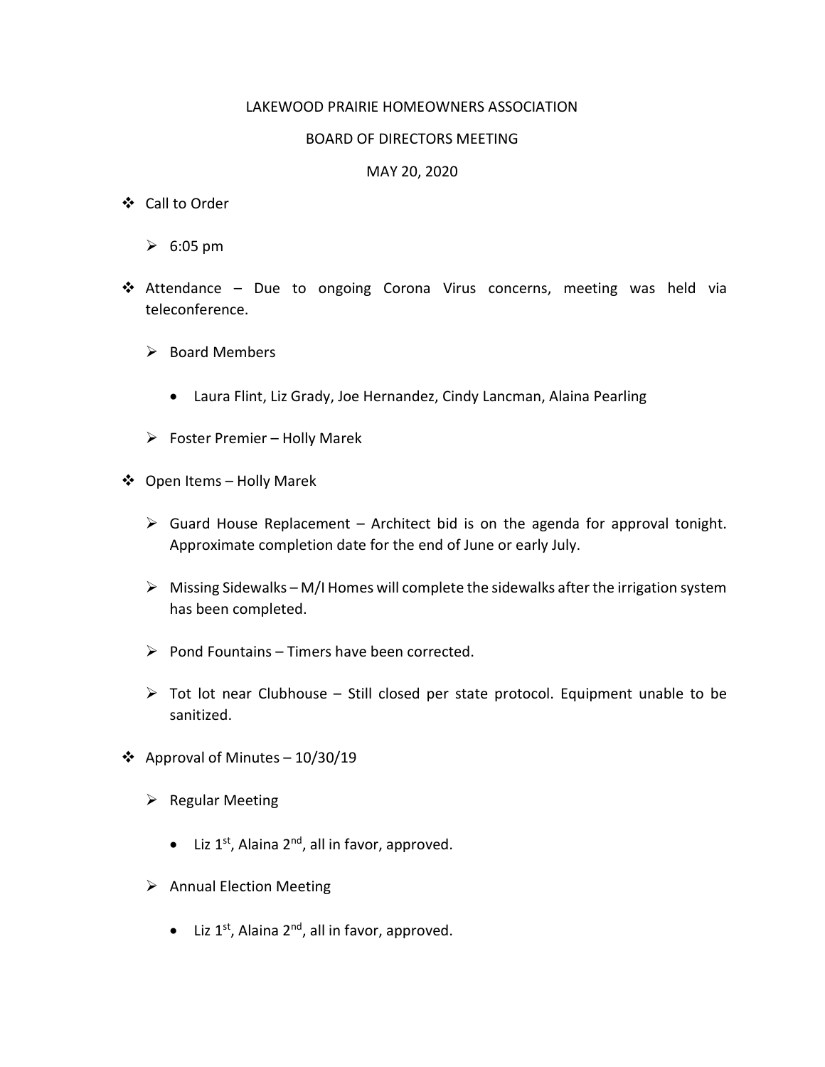LAKEWOOD PRAIRIE HOMEOWNERS ASSOCIATION

BOARD OF DIRECTORS MEETING

MAY 20, 2020

- Call to Order
  - 6:05 pm
- Attendance – Due to ongoing Corona Virus concerns, meeting was held via teleconference.
  - Board Members
    - Laura Flint, Liz Grady, Joe Hernandez, Cindy Lancman, Alaina Pearling
  - Foster Premier – Holly Marek
- Open Items – Holly Marek
  - Guard House Replacement – Architect bid is on the agenda for approval tonight. Approximate completion date for the end of June or early July.
  - Missing Sidewalks – M/I Homes will complete the sidewalks after the irrigation system has been completed.
  - Pond Fountains – Timers have been corrected.
  - Tot lot near Clubhouse – Still closed per state protocol. Equipment unable to be sanitized.
- Approval of Minutes – 10/30/19
  - Regular Meeting
    - Liz 1st, Alaina 2nd, all in favor, approved.
  - Annual Election Meeting
    - Liz 1st, Alaina 2nd, all in favor, approved.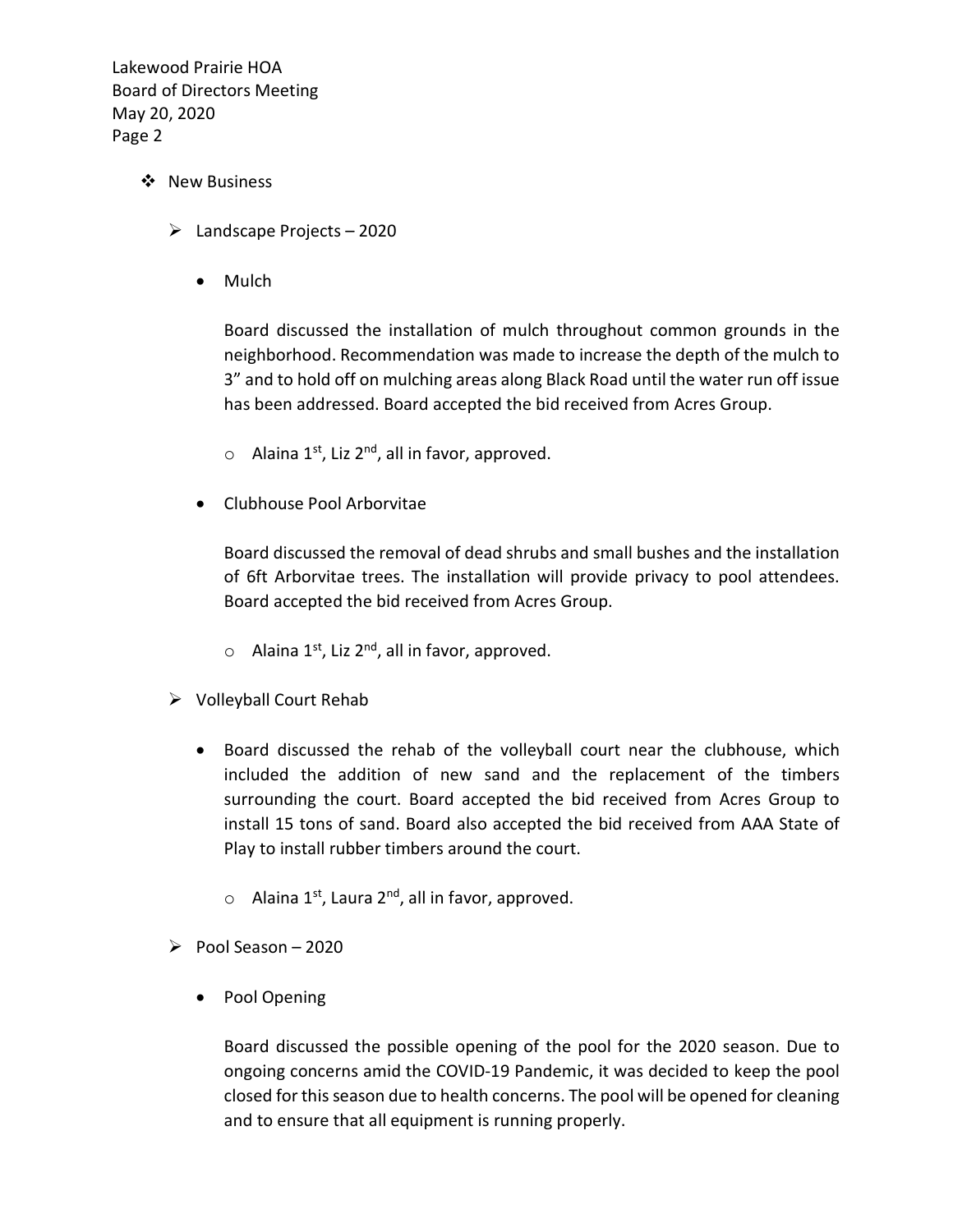- New Business
  - Landscape Projects – 2020
    - Mulch

      Board discussed the installation of mulch throughout common grounds in the neighborhood. Recommendation was made to increase the depth of the mulch to 3" and to hold off on mulching areas along Black Road until the water run off issue has been addressed. Board accepted the bid received from Acres Group.

      - Alaina 1st, Liz 2nd, all in favor, approved.

    - Clubhouse Pool Arborvitae

      Board discussed the removal of dead shrubs and small bushes and the installation of 6ft Arborvitae trees. The installation will provide privacy to pool attendees. Board accepted the bid received from Acres Group.

      - Alaina 1st, Liz 2nd, all in favor, approved.

  - Volleyball Court Rehab
    - Board discussed the rehab of the volleyball court near the clubhouse, which included the addition of new sand and the replacement of the timbers surrounding the court. Board accepted the bid received from Acres Group to install 15 tons of sand. Board also accepted the bid received from AAA State of Play to install rubber timbers around the court.

      - Alaina 1st, Laura 2nd, all in favor, approved.

  - Pool Season – 2020
    - Pool Opening

      Board discussed the possible opening of the pool for the 2020 season. Due to ongoing concerns amid the COVID-19 Pandemic, it was decided to keep the pool closed for this season due to health concerns. The pool will be opened for cleaning and to ensure that all equipment is running properly.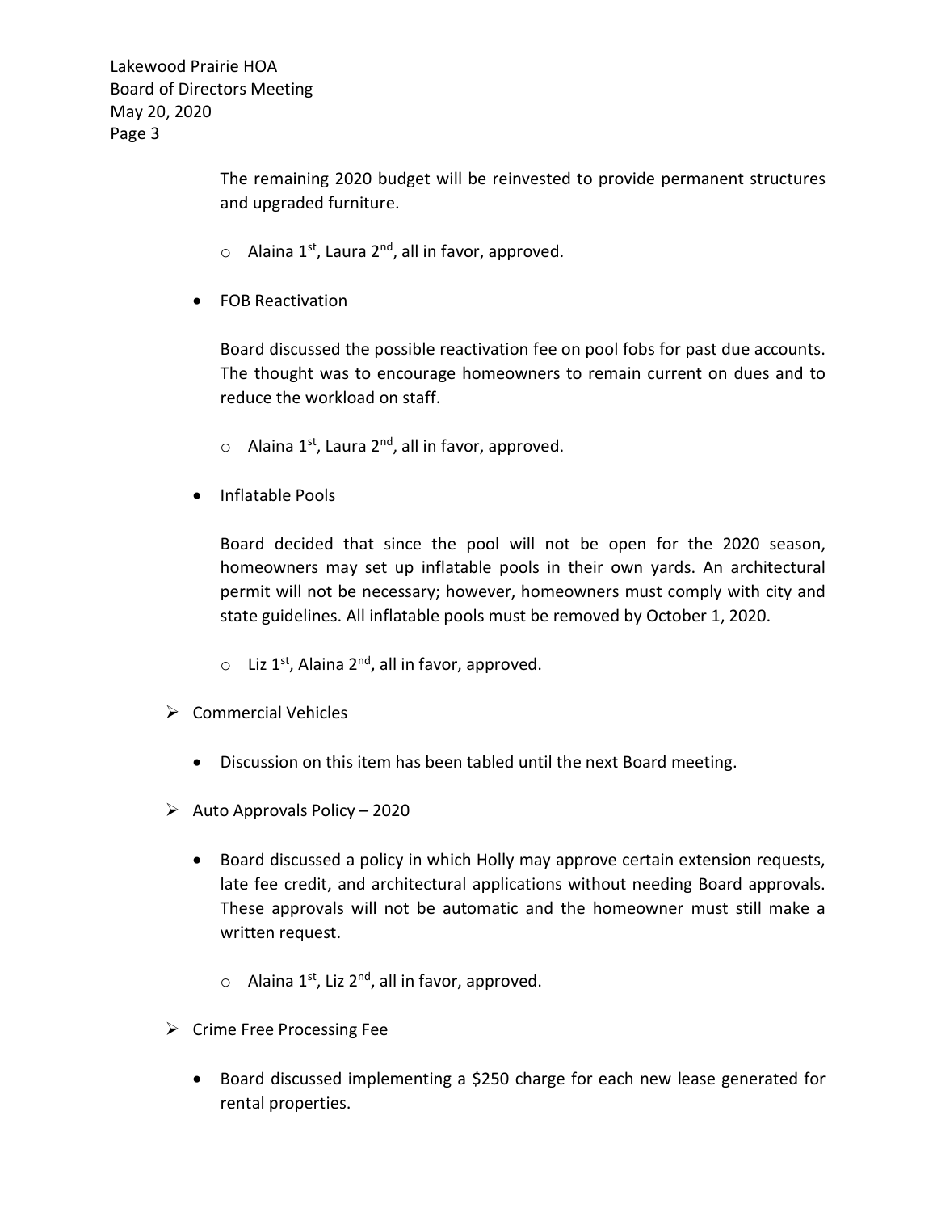The remaining 2020 budget will be reinvested to provide permanent structures and upgraded furniture.

  - Alaina 1st, Laura 2nd, all in favor, approved.

- FOB Reactivation

  Board discussed the possible reactivation fee on pool fobs for past due accounts. The thought was to encourage homeowners to remain current on dues and to reduce the workload on staff.

  - Alaina 1st, Laura 2nd, all in favor, approved.

- Inflatable Pools

  Board decided that since the pool will not be open for the 2020 season, homeowners may set up inflatable pools in their own yards. An architectural permit will not be necessary; however, homeowners must comply with city and state guidelines. All inflatable pools must be removed by October 1, 2020.

  - Liz 1st, Alaina 2nd, all in favor, approved.

- Commercial Vehicles

  - Discussion on this item has been tabled until the next Board meeting.

- Auto Approvals Policy – 2020

  - Board discussed a policy in which Holly may approve certain extension requests, late fee credit, and architectural applications without needing Board approvals. These approvals will not be automatic and the homeowner must still make a written request.

    - Alaina 1st, Liz 2nd, all in favor, approved.

- Crime Free Processing Fee

  - Board discussed implementing a $250 charge for each new lease generated for rental properties.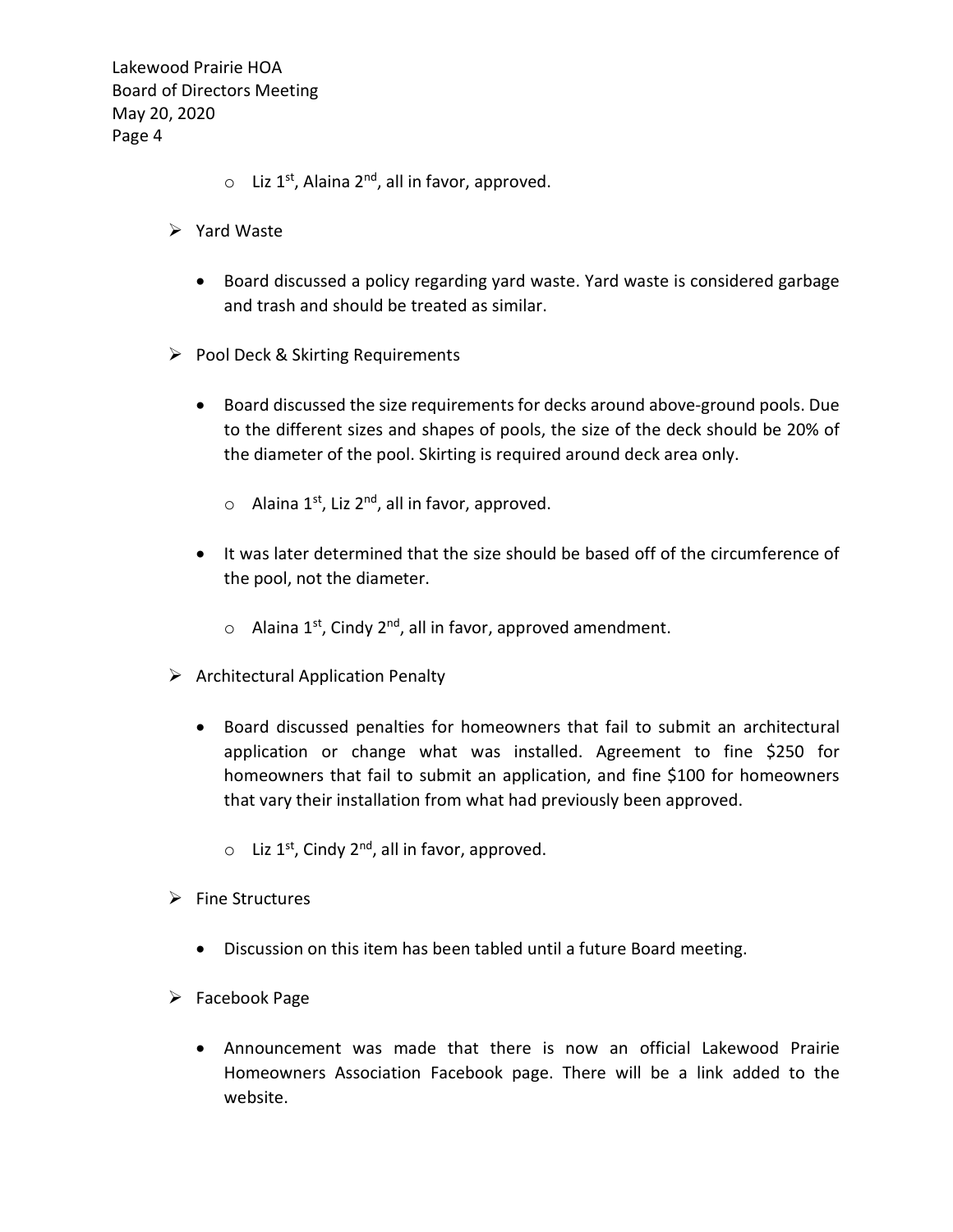- Liz 1st, Alaina 2nd, all in favor, approved.

- Yard Waste

  - Board discussed a policy regarding yard waste. Yard waste is considered garbage and trash and should be treated as similar.

- Pool Deck & Skirting Requirements

  - Board discussed the size requirements for decks around above-ground pools. Due to the different sizes and shapes of pools, the size of the deck should be 20% of the diameter of the pool. Skirting is required around deck area only.

    - Alaina 1st, Liz 2nd, all in favor, approved.

  - It was later determined that the size should be based off of the circumference of the pool, not the diameter.

    - Alaina 1st, Cindy 2nd, all in favor, approved amendment.

- Architectural Application Penalty

  - Board discussed penalties for homeowners that fail to submit an architectural application or change what was installed. Agreement to fine $250 for homeowners that fail to submit an application, and fine $100 for homeowners that vary their installation from what had previously been approved.

    - Liz 1st, Cindy 2nd, all in favor, approved.

- Fine Structures

  - Discussion on this item has been tabled until a future Board meeting.

- Facebook Page

  - Announcement was made that there is now an official Lakewood Prairie Homeowners Association Facebook page. There will be a link added to the website.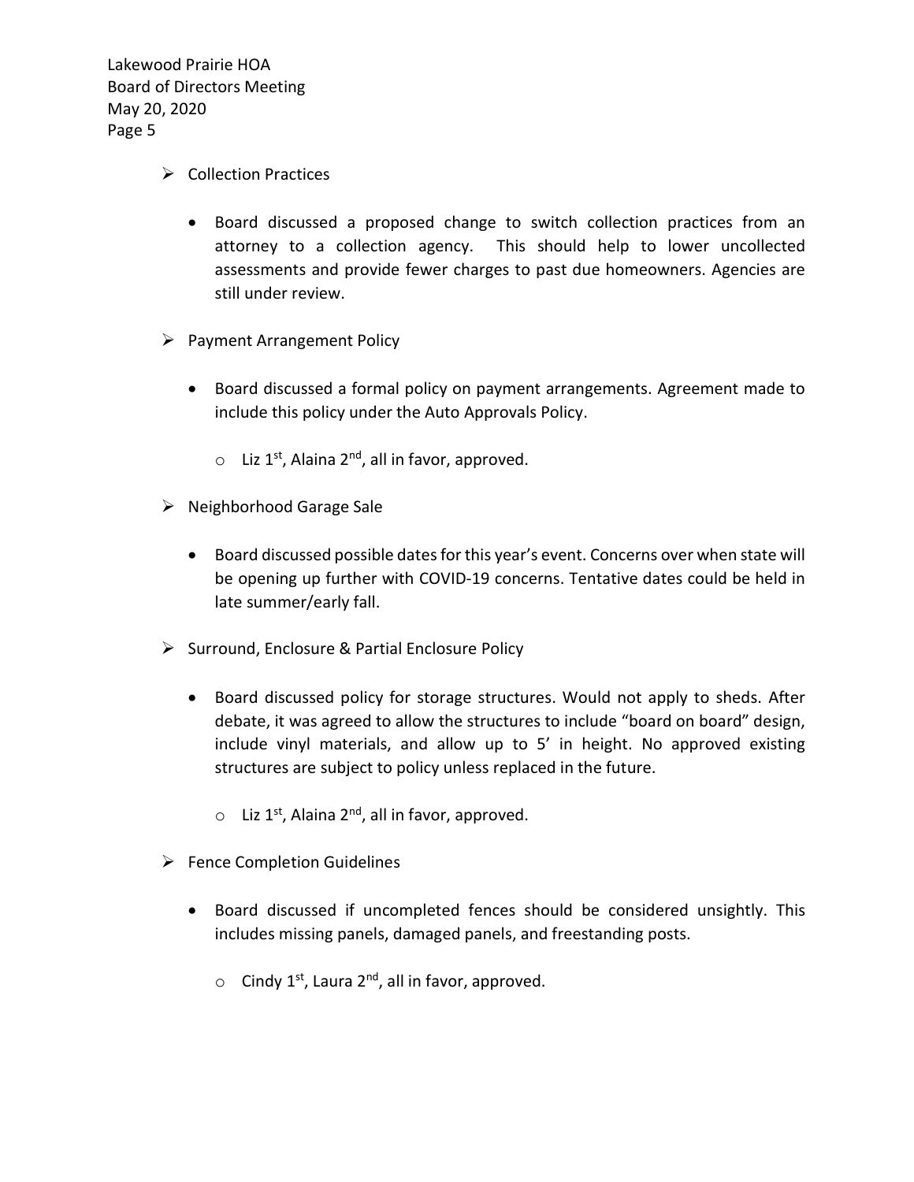- Collection Practices

  - Board discussed a proposed change to switch collection practices from an attorney to a collection agency. This should help to lower uncollected assessments and provide fewer charges to past due homeowners. Agencies are still under review.

- Payment Arrangement Policy

  - Board discussed a formal policy on payment arrangements. Agreement made to include this policy under the Auto Approvals Policy.

    - Liz 1st, Alaina 2nd, all in favor, approved.

- Neighborhood Garage Sale

  - Board discussed possible dates for this year's event. Concerns over when state will be opening up further with COVID-19 concerns. Tentative dates could be held in late summer/early fall.

- Surround, Enclosure & Partial Enclosure Policy

  - Board discussed policy for storage structures. Would not apply to sheds. After debate, it was agreed to allow the structures to include "board on board" design, include vinyl materials, and allow up to 5' in height. No approved existing structures are subject to policy unless replaced in the future.

    - Liz 1st, Alaina 2nd, all in favor, approved.

- Fence Completion Guidelines

  - Board discussed if uncompleted fences should be considered unsightly. This includes missing panels, damaged panels, and freestanding posts.

    - Cindy 1st, Laura 2nd, all in favor, approved.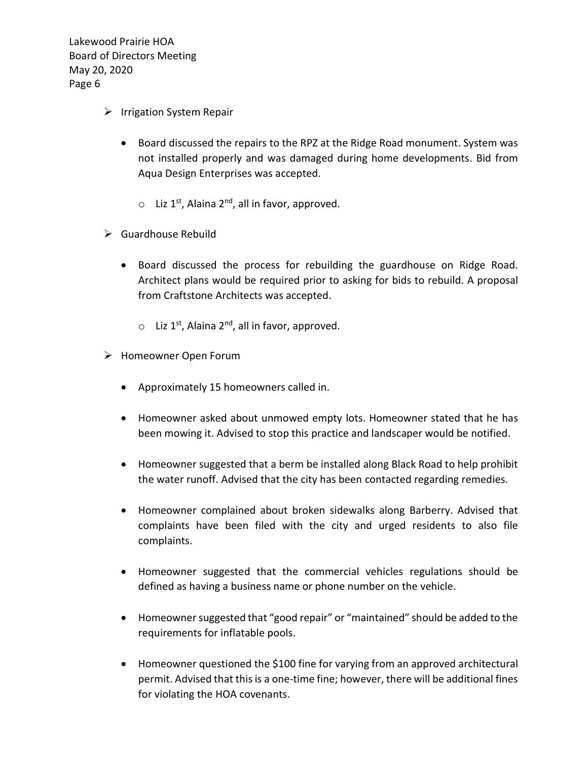- Irrigation System Repair

    - Board discussed the repairs to the RPZ at the Ridge Road monument. System was not installed properly and was damaged during home developments. Bid from Aqua Design Enterprises was accepted.

        - Liz 1st, Alaina 2nd, all in favor, approved.

- Guardhouse Rebuild

    - Board discussed the process for rebuilding the guardhouse on Ridge Road. Architect plans would be required prior to asking for bids to rebuild. A proposal from Craftstone Architects was accepted.

        - Liz 1st, Alaina 2nd, all in favor, approved.

- Homeowner Open Forum

    - Approximately 15 homeowners called in.

    - Homeowner asked about unmowed empty lots. Homeowner stated that he has been mowing it. Advised to stop this practice and landscaper would be notified.

    - Homeowner suggested that a berm be installed along Black Road to help prohibit the water runoff. Advised that the city has been contacted regarding remedies.

    - Homeowner complained about broken sidewalks along Barberry. Advised that complaints have been filed with the city and urged residents to also file complaints.

    - Homeowner suggested that the commercial vehicles regulations should be defined as having a business name or phone number on the vehicle.

    - Homeowner suggested that "good repair" or "maintained" should be added to the requirements for inflatable pools.

    - Homeowner questioned the $100 fine for varying from an approved architectural permit. Advised that this is a one-time fine; however, there will be additional fines for violating the HOA covenants.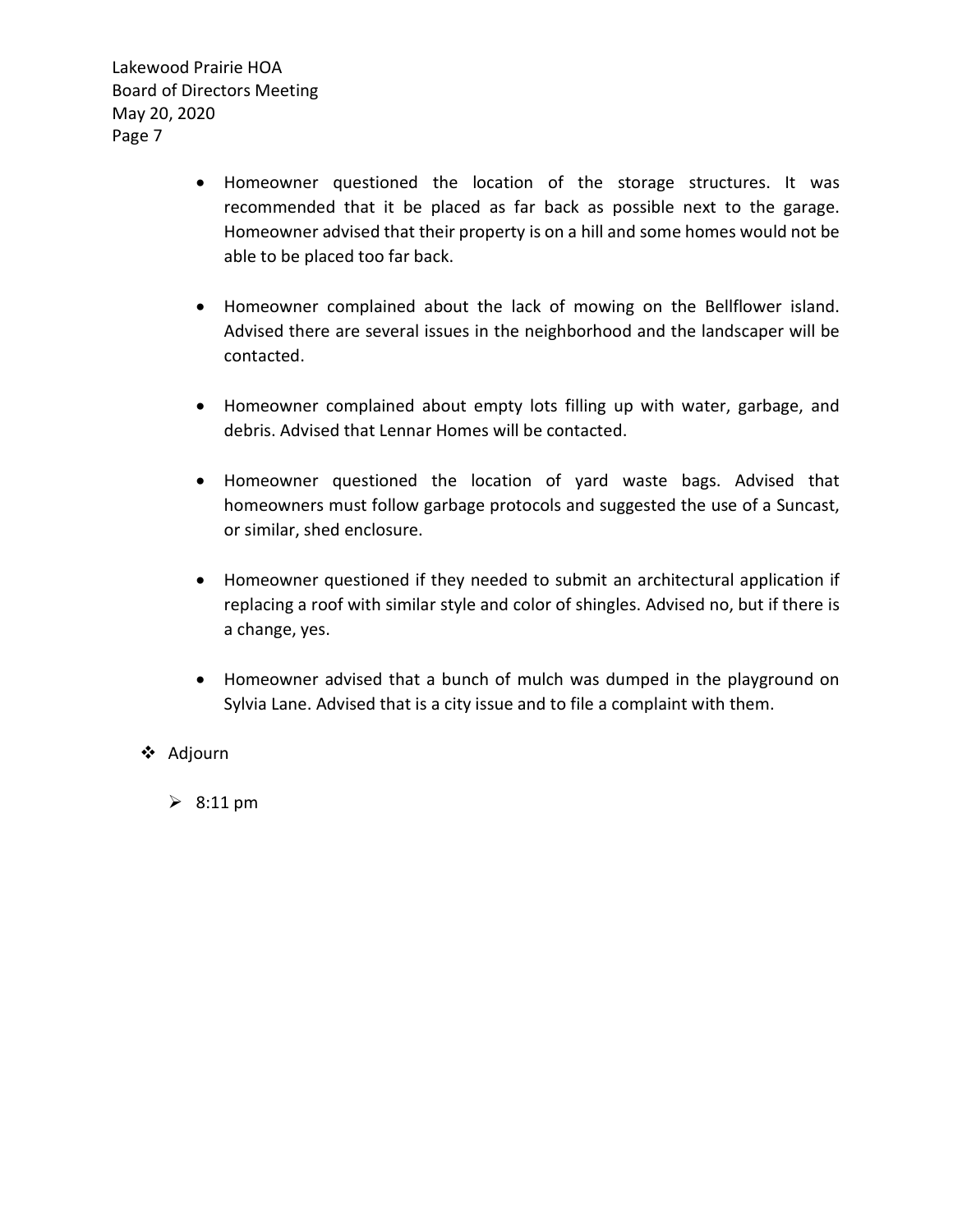- Homeowner questioned the location of the storage structures. It was recommended that it be placed as far back as possible next to the garage. Homeowner advised that their property is on a hill and some homes would not be able to be placed too far back.

- Homeowner complained about the lack of mowing on the Bellflower island. Advised there are several issues in the neighborhood and the landscaper will be contacted.

- Homeowner complained about empty lots filling up with water, garbage, and debris. Advised that Lennar Homes will be contacted.

- Homeowner questioned the location of yard waste bags. Advised that homeowners must follow garbage protocols and suggested the use of a Suncast, or similar, shed enclosure.

- Homeowner questioned if they needed to submit an architectural application if replacing a roof with similar style and color of shingles. Advised no, but if there is a change, yes.

- Homeowner advised that a bunch of mulch was dumped in the playground on Sylvia Lane. Advised that is a city issue and to file a complaint with them.

- Adjourn
  - 8:11 pm